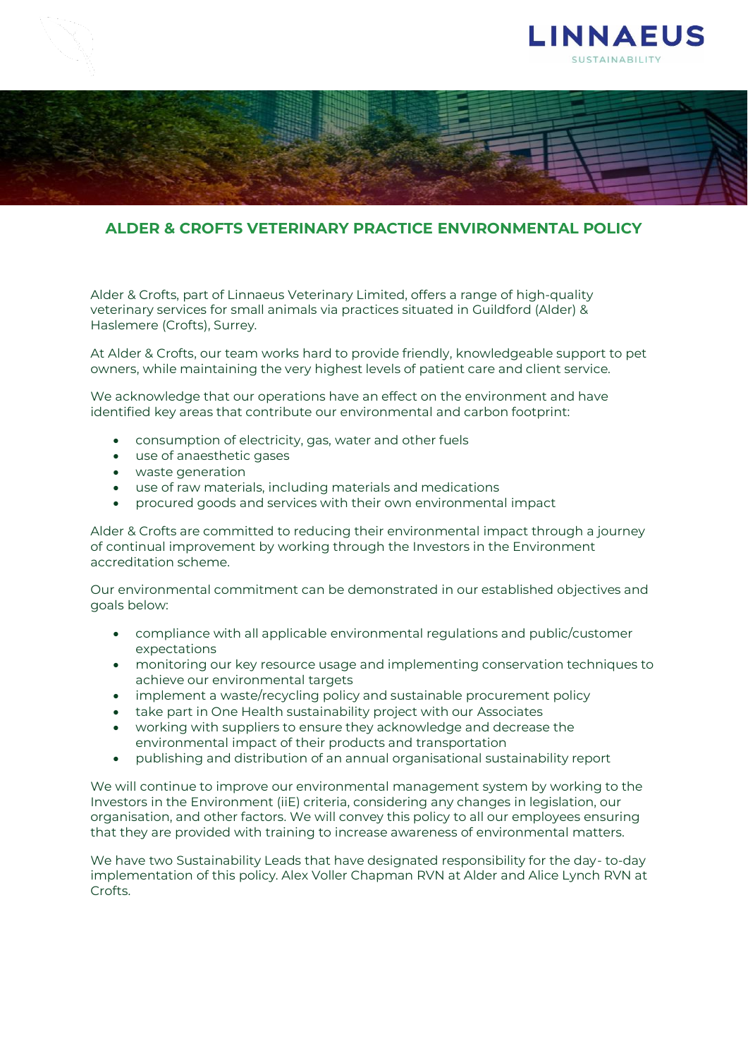LINNAEUS
SUSTAINABILITY

# ALDER & CROFTS VETERINARY PRACTICE ENVIRONMENTAL POLICY

Alder & Crofts, part of Linnaeus Veterinary Limited, offers a range of high-quality veterinary services for small animals via practices situated in Guildford (Alder) & Haslemere (Crofts), Surrey.

At Alder & Crofts, our team works hard to provide friendly, knowledgeable support to pet owners, while maintaining the very highest levels of patient care and client service.

We acknowledge that our operations have an effect on the environment and have identified key areas that contribute our environmental and carbon footprint:

- consumption of electricity, gas, water and other fuels
- use of anaesthetic gases
- waste generation
- use of raw materials, including materials and medications
- procured goods and services with their own environmental impact

Alder & Crofts are committed to reducing their environmental impact through a journey of continual improvement by working through the Investors in the Environment accreditation scheme.

Our environmental commitment can be demonstrated in our established objectives and goals below:

- compliance with all applicable environmental regulations and public/customer expectations
- monitoring our key resource usage and implementing conservation techniques to achieve our environmental targets
- implement a waste/recycling policy and sustainable procurement policy
- take part in One Health sustainability project with our Associates
- working with suppliers to ensure they acknowledge and decrease the environmental impact of their products and transportation
- publishing and distribution of an annual organisational sustainability report

We will continue to improve our environmental management system by working to the Investors in the Environment (iiE) criteria, considering any changes in legislation, our organisation, and other factors. We will convey this policy to all our employees ensuring that they are provided with training to increase awareness of environmental matters.

We have two Sustainability Leads that have designated responsibility for the day- to-day implementation of this policy. Alex Voller Chapman RVN at Alder and Alice Lynch RVN at Crofts.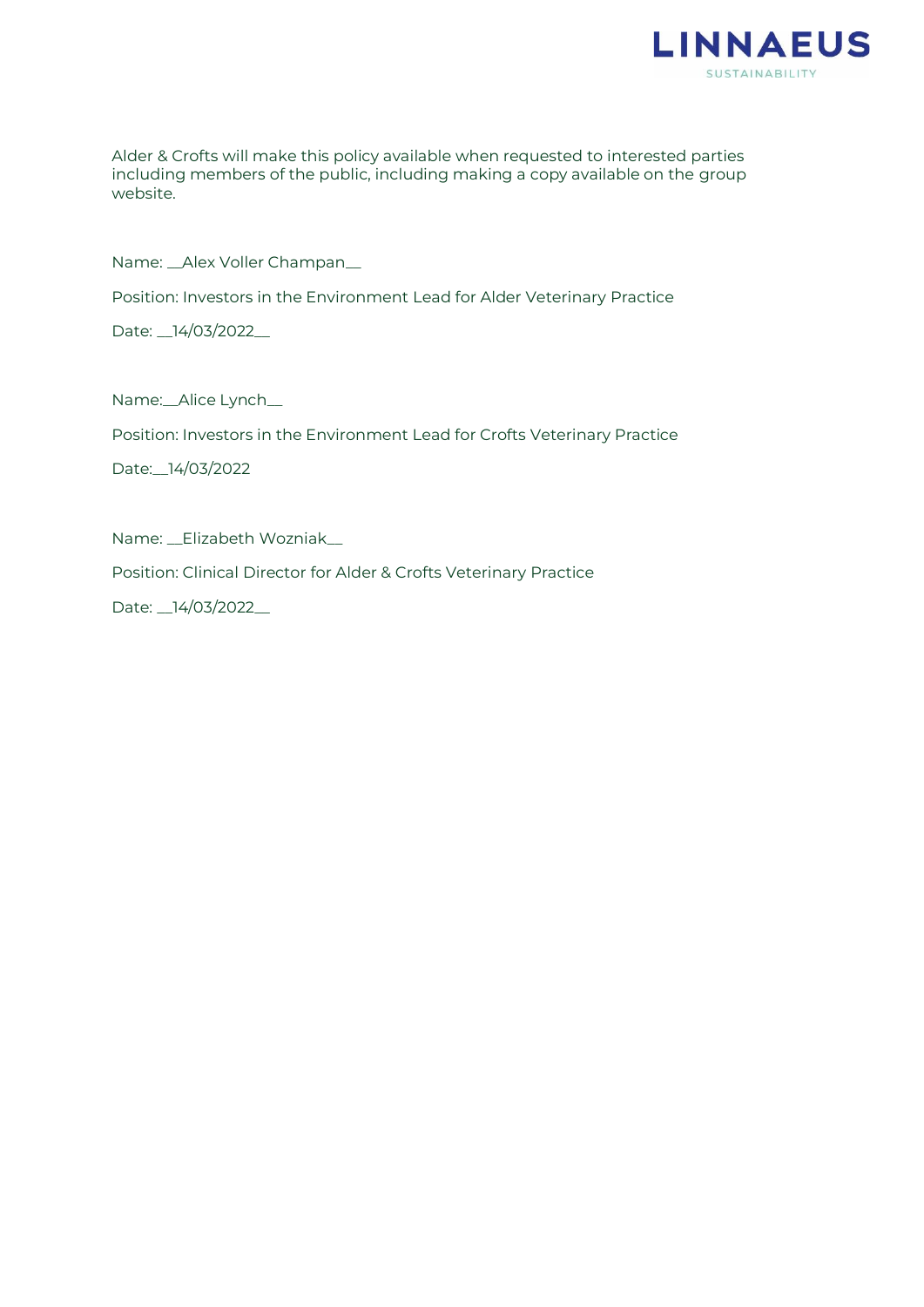Alder & Crofts will make this policy available when requested to interested parties including members of the public, including making a copy available on the group website.

Name: __Alex Voller Champan__

Position: Investors in the Environment Lead for Alder Veterinary Practice

Date: __14/03/2022__

Name:__Alice Lynch__

Position: Investors in the Environment Lead for Crofts Veterinary Practice

Date:__14/03/2022

Name: __Elizabeth Wozniak__

Position: Clinical Director for Alder & Crofts Veterinary Practice

Date: __14/03/2022__